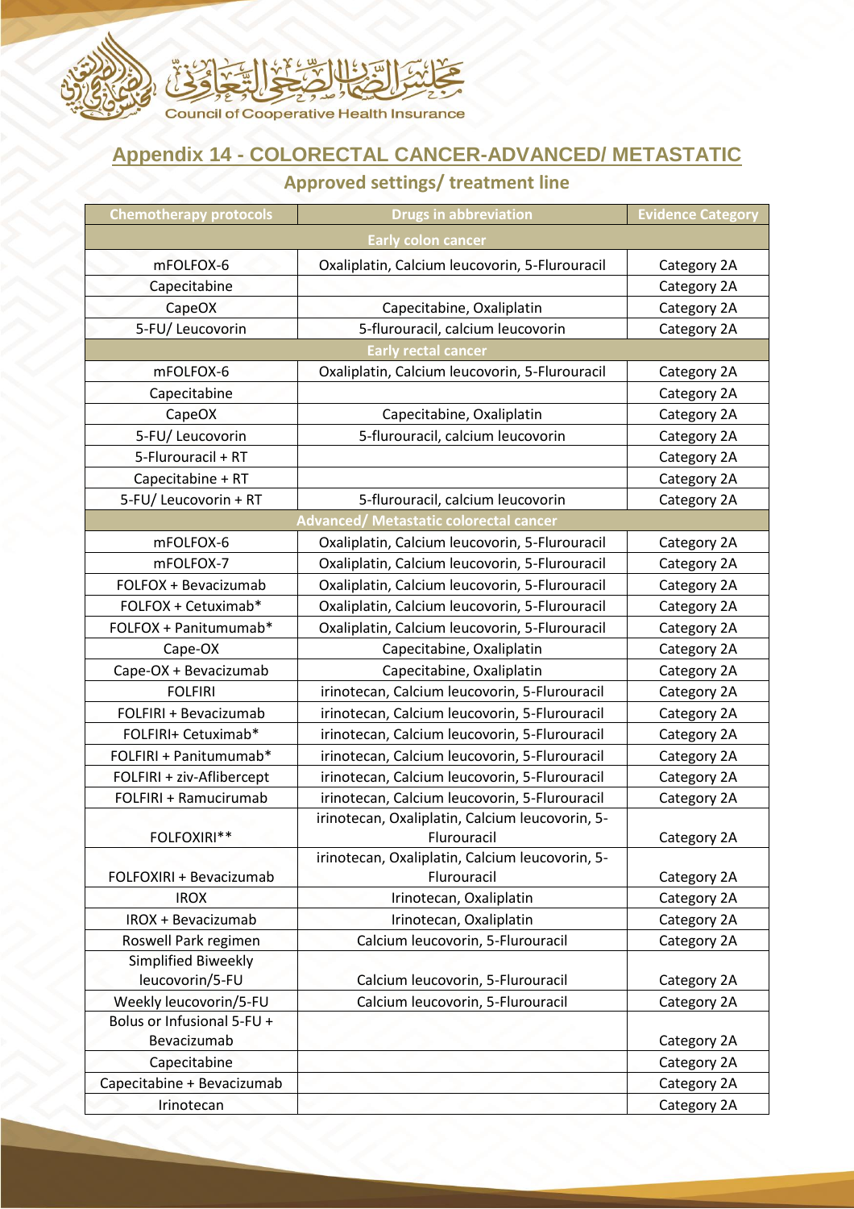مجلس الضمان الصحي التعاوني

Council of Cooperative Health Insurance

## Appendix 14 - COLORECTAL CANCER-ADVANCED/ METASTATIC

### Approved settings/ treatment line

| Chemotherapy protocols | Drugs in abbreviation | Evidence Category |
|---|---|---|
| **Early colon cancer** | | |
| mFOLFOX-6 | Oxaliplatin, Calcium leucovorin, 5-Flurouracil | Category 2A |
| Capecitabine | | Category 2A |
| CapeOX | Capecitabine, Oxaliplatin | Category 2A |
| 5-FU/ Leucovorin | 5-flurouracil, calcium leucovorin | Category 2A |
| **Early rectal cancer** | | |
| mFOLFOX-6 | Oxaliplatin, Calcium leucovorin, 5-Flurouracil | Category 2A |
| Capecitabine | | Category 2A |
| CapeOX | Capecitabine, Oxaliplatin | Category 2A |
| 5-FU/ Leucovorin | 5-flurouracil, calcium leucovorin | Category 2A |
| 5-Flurouracil + RT | | Category 2A |
| Capecitabine + RT | | Category 2A |
| 5-FU/ Leucovorin + RT | 5-flurouracil, calcium leucovorin | Category 2A |
| **Advanced/ Metastatic colorectal cancer** | | |
| mFOLFOX-6 | Oxaliplatin, Calcium leucovorin, 5-Flurouracil | Category 2A |
| mFOLFOX-7 | Oxaliplatin, Calcium leucovorin, 5-Flurouracil | Category 2A |
| FOLFOX + Bevacizumab | Oxaliplatin, Calcium leucovorin, 5-Flurouracil | Category 2A |
| FOLFOX + Cetuximab* | Oxaliplatin, Calcium leucovorin, 5-Flurouracil | Category 2A |
| FOLFOX + Panitumumab* | Oxaliplatin, Calcium leucovorin, 5-Flurouracil | Category 2A |
| Cape-OX | Capecitabine, Oxaliplatin | Category 2A |
| Cape-OX + Bevacizumab | Capecitabine, Oxaliplatin | Category 2A |
| FOLFIRI | irinotecan, Calcium leucovorin, 5-Flurouracil | Category 2A |
| FOLFIRI + Bevacizumab | irinotecan, Calcium leucovorin, 5-Flurouracil | Category 2A |
| FOLFIRI+ Cetuximab* | irinotecan, Calcium leucovorin, 5-Flurouracil | Category 2A |
| FOLFIRI + Panitumumab* | irinotecan, Calcium leucovorin, 5-Flurouracil | Category 2A |
| FOLFIRI + ziv-Aflibercept | irinotecan, Calcium leucovorin, 5-Flurouracil | Category 2A |
| FOLFIRI + Ramucirumab | irinotecan, Calcium leucovorin, 5-Flurouracil | Category 2A |
| FOLFOXIRI** | irinotecan, Oxaliplatin, Calcium leucovorin, 5-Flurouracil | Category 2A |
| FOLFOXIRI + Bevacizumab | irinotecan, Oxaliplatin, Calcium leucovorin, 5-Flurouracil | Category 2A |
| IROX | Irinotecan, Oxaliplatin | Category 2A |
| IROX + Bevacizumab | Irinotecan, Oxaliplatin | Category 2A |
| Roswell Park regimen | Calcium leucovorin, 5-Flurouracil | Category 2A |
| Simplified Biweekly leucovorin/5-FU | Calcium leucovorin, 5-Flurouracil | Category 2A |
| Weekly leucovorin/5-FU | Calcium leucovorin, 5-Flurouracil | Category 2A |
| Bolus or Infusional 5-FU + Bevacizumab | | Category 2A |
| Capecitabine | | Category 2A |
| Capecitabine + Bevacizumab | | Category 2A |
| Irinotecan | | Category 2A |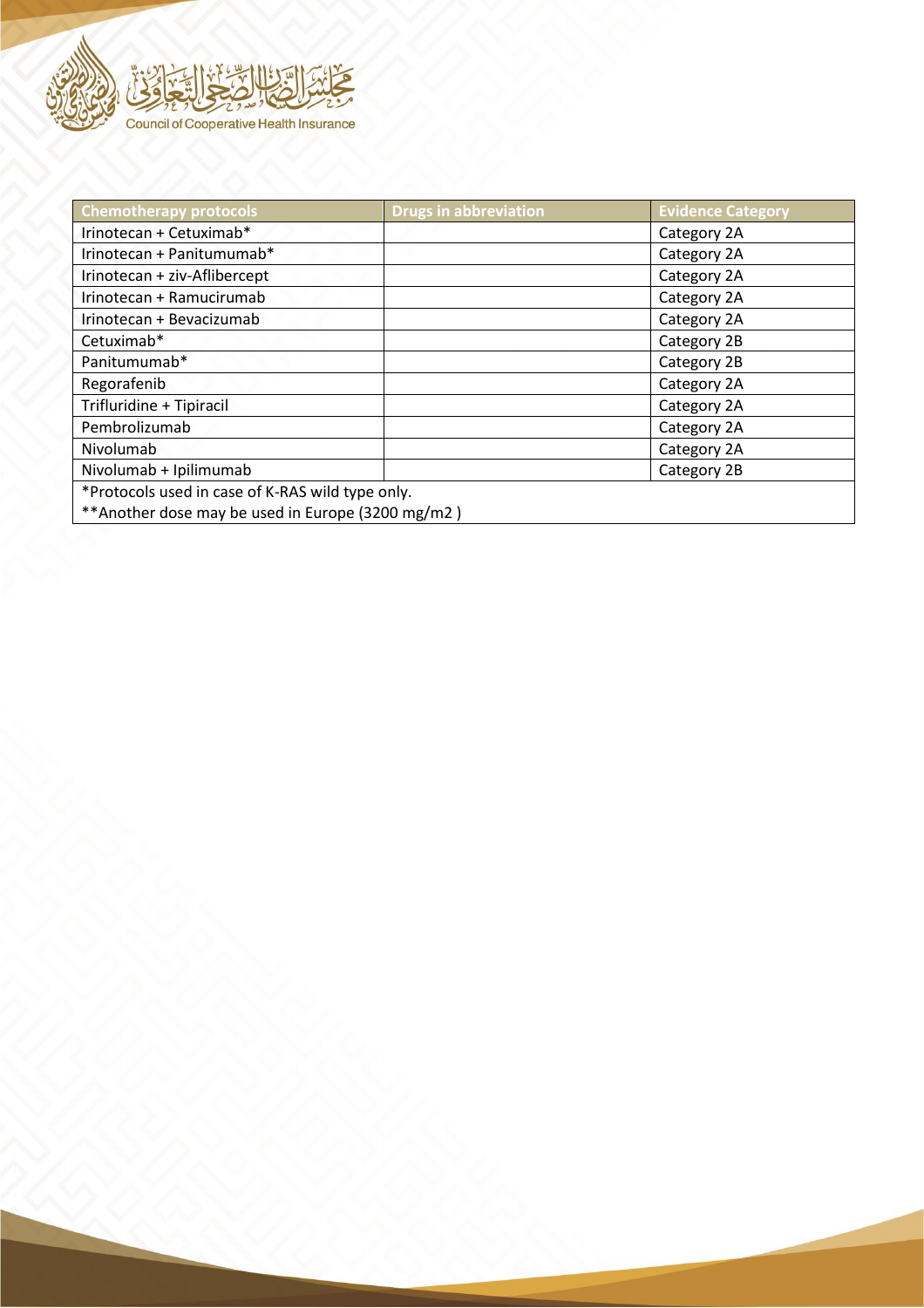| Chemotherapy protocols | Drugs in abbreviation | Evidence Category |
|---|---|---|
| Irinotecan + Cetuximab* | | Category 2A |
| Irinotecan + Panitumumab* | | Category 2A |
| Irinotecan + ziv-Aflibercept | | Category 2A |
| Irinotecan + Ramucirumab | | Category 2A |
| Irinotecan + Bevacizumab | | Category 2A |
| Cetuximab* | | Category 2B |
| Panitumumab* | | Category 2B |
| Regorafenib | | Category 2A |
| Trifluridine + Tipiracil | | Category 2A |
| Pembrolizumab | | Category 2A |
| Nivolumab | | Category 2A |
| Nivolumab + Ipilimumab | | Category 2B |

*Protocols used in case of K-RAS wild type only.

**Another dose may be used in Europe (3200 mg/m2 )